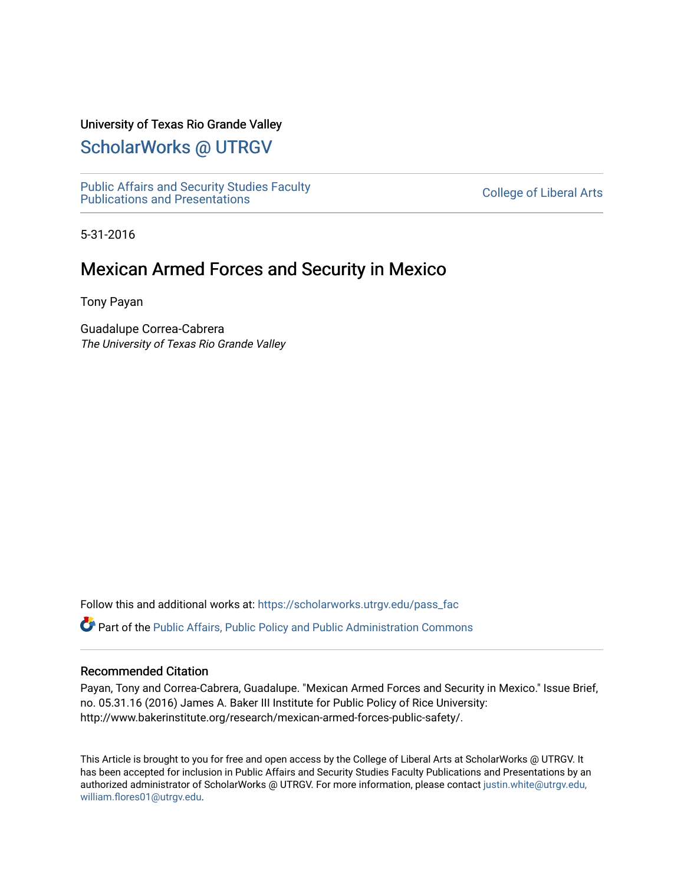University of Texas Rio Grande Valley

## ScholarWorks @ UTRGV

Public Affairs and Security Studies Faculty Publications and Presentations

College of Liberal Arts

5-31-2016

# Mexican Armed Forces and Security in Mexico

Tony Payan

Guadalupe Correa-Cabrera
*The University of Texas Rio Grande Valley*

Follow this and additional works at: https://scholarworks.utrgv.edu/pass_fac

Part of the Public Affairs, Public Policy and Public Administration Commons

### Recommended Citation

Payan, Tony and Correa-Cabrera, Guadalupe. "Mexican Armed Forces and Security in Mexico." Issue Brief, no. 05.31.16 (2016) James A. Baker III Institute for Public Policy of Rice University: http://www.bakerinstitute.org/research/mexican-armed-forces-public-safety/.

This Article is brought to you for free and open access by the College of Liberal Arts at ScholarWorks @ UTRGV. It has been accepted for inclusion in Public Affairs and Security Studies Faculty Publications and Presentations by an authorized administrator of ScholarWorks @ UTRGV. For more information, please contact justin.white@utrgv.edu, william.flores01@utrgv.edu.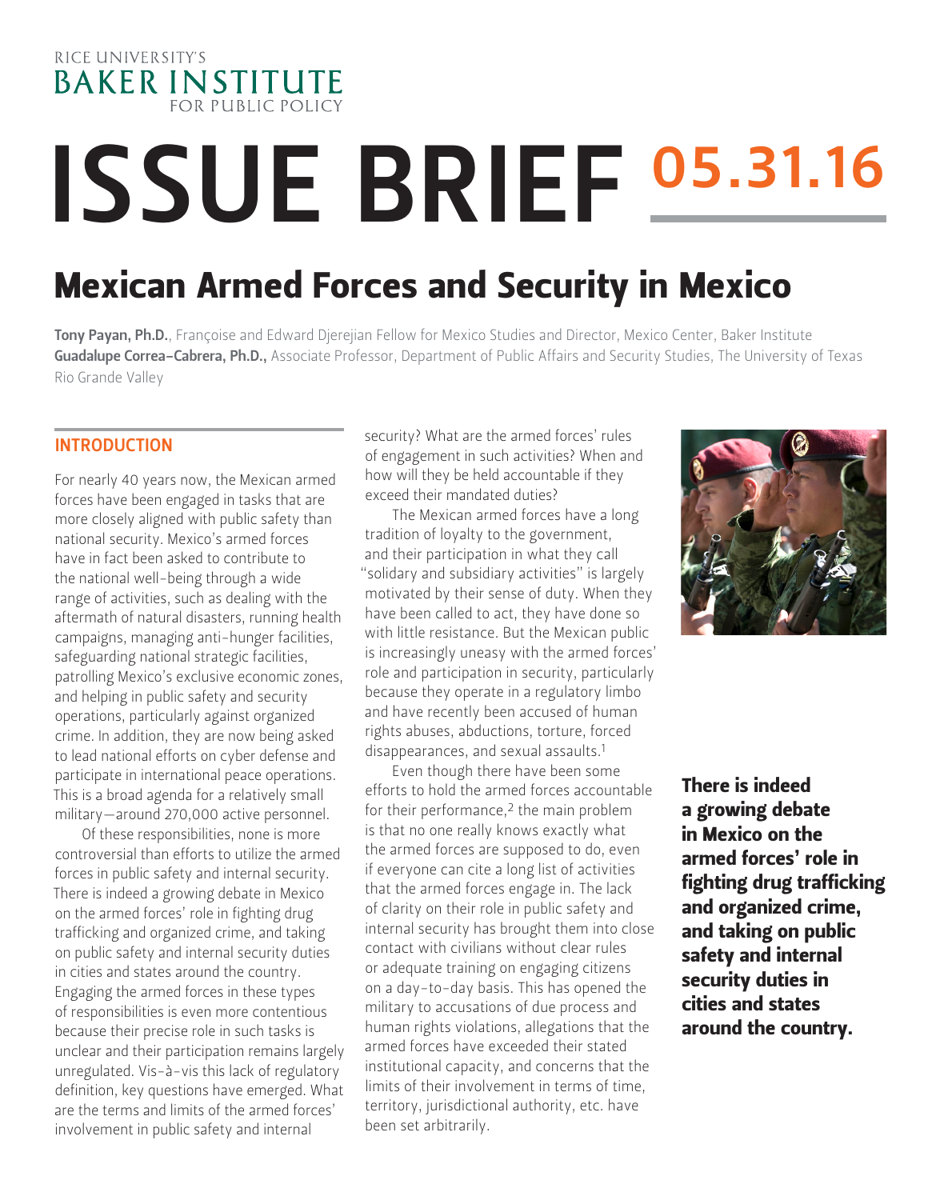RICE UNIVERSITY'S
BAKER INSTITUTE
FOR PUBLIC POLICY

# ISSUE BRIEF 05.31.16

# Mexican Armed Forces and Security in Mexico

**Tony Payan, Ph.D.**, Françoise and Edward Djerejian Fellow for Mexico Studies and Director, Mexico Center, Baker Institute
**Guadalupe Correa-Cabrera, Ph.D.,** Associate Professor, Department of Public Affairs and Security Studies, The University of Texas Rio Grande Valley

## INTRODUCTION

For nearly 40 years now, the Mexican armed forces have been engaged in tasks that are more closely aligned with public safety than national security. Mexico's armed forces have in fact been asked to contribute to the national well-being through a wide range of activities, such as dealing with the aftermath of natural disasters, running health campaigns, managing anti-hunger facilities, safeguarding national strategic facilities, patrolling Mexico's exclusive economic zones, and helping in public safety and security operations, particularly against organized crime. In addition, they are now being asked to lead national efforts on cyber defense and participate in international peace operations. This is a broad agenda for a relatively small military—around 270,000 active personnel.

Of these responsibilities, none is more controversial than efforts to utilize the armed forces in public safety and internal security. There is indeed a growing debate in Mexico on the armed forces' role in fighting drug trafficking and organized crime, and taking on public safety and internal security duties in cities and states around the country. Engaging the armed forces in these types of responsibilities is even more contentious because their precise role in such tasks is unclear and their participation remains largely unregulated. Vis-à-vis this lack of regulatory definition, key questions have emerged. What are the terms and limits of the armed forces' involvement in public safety and internal security? What are the armed forces' rules of engagement in such activities? When and how will they be held accountable if they exceed their mandated duties?

The Mexican armed forces have a long tradition of loyalty to the government, and their participation in what they call "solidary and subsidiary activities" is largely motivated by their sense of duty. When they have been called to act, they have done so with little resistance. But the Mexican public is increasingly uneasy with the armed forces' role and participation in security, particularly because they operate in a regulatory limbo and have recently been accused of human rights abuses, abductions, torture, forced disappearances, and sexual assaults.[1]

Even though there have been some efforts to hold the armed forces accountable for their performance,[2] the main problem is that no one really knows exactly what the armed forces are supposed to do, even if everyone can cite a long list of activities that the armed forces engage in. The lack of clarity on their role in public safety and internal security has brought them into close contact with civilians without clear rules or adequate training on engaging citizens on a day-to-day basis. This has opened the military to accusations of due process and human rights violations, allegations that the armed forces have exceeded their stated institutional capacity, and concerns that the limits of their involvement in terms of time, territory, jurisdictional authority, etc. have been set arbitrarily.

**There is indeed a growing debate in Mexico on the armed forces' role in fighting drug trafficking and organized crime, and taking on public safety and internal security duties in cities and states around the country.**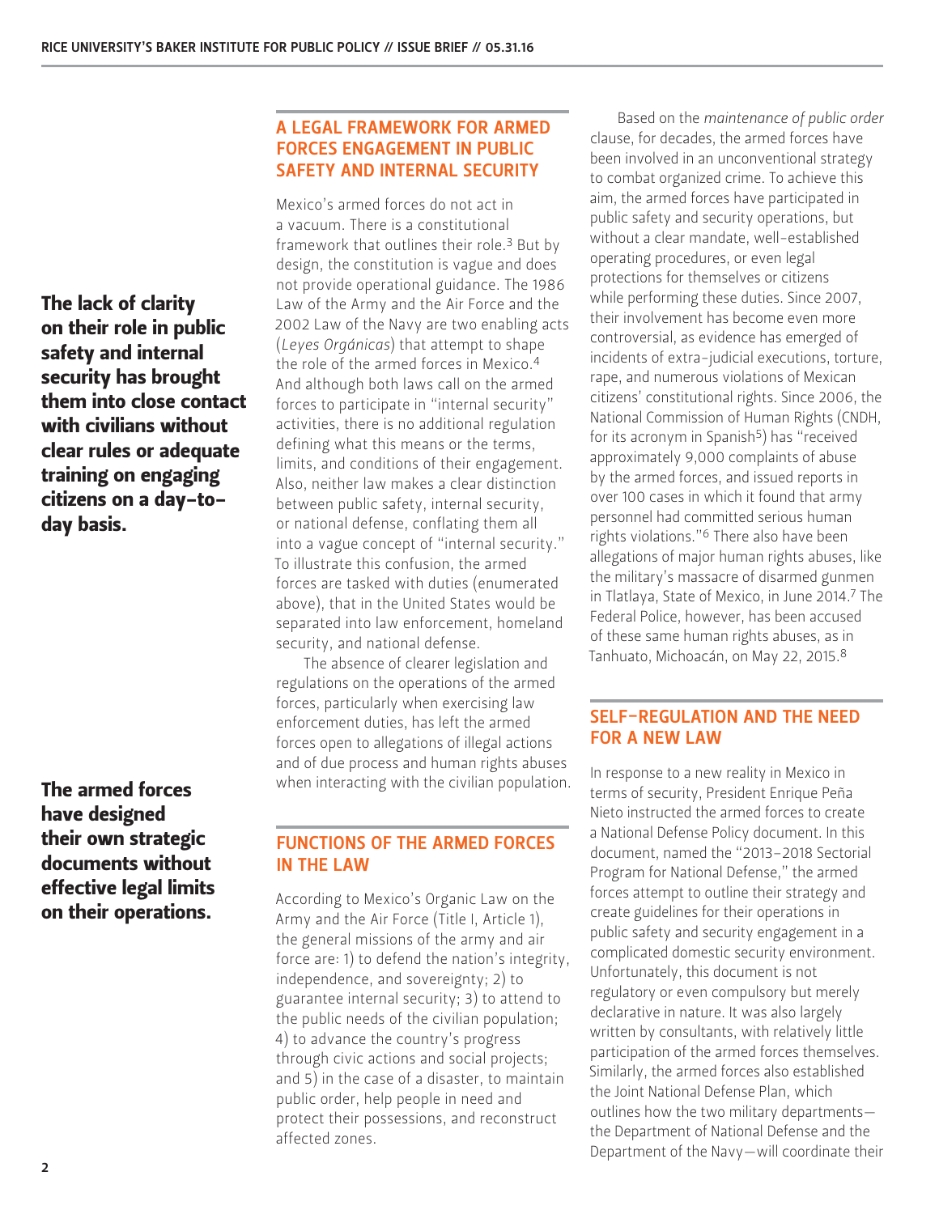**The lack of clarity on their role in public safety and internal security has brought them into close contact with civilians without clear rules or adequate training on engaging citizens on a day-to-day basis.**

## A LEGAL FRAMEWORK FOR ARMED FORCES ENGAGEMENT IN PUBLIC SAFETY AND INTERNAL SECURITY

Mexico's armed forces do not act in a vacuum. There is a constitutional framework that outlines their role.[3] But by design, the constitution is vague and does not provide operational guidance. The 1986 Law of the Army and the Air Force and the 2002 Law of the Navy are two enabling acts (*Leyes Orgánicas*) that attempt to shape the role of the armed forces in Mexico.[4] And although both laws call on the armed forces to participate in "internal security" activities, there is no additional regulation defining what this means or the terms, limits, and conditions of their engagement. Also, neither law makes a clear distinction between public safety, internal security, or national defense, conflating them all into a vague concept of "internal security." To illustrate this confusion, the armed forces are tasked with duties (enumerated above), that in the United States would be separated into law enforcement, homeland security, and national defense.

The absence of clearer legislation and regulations on the operations of the armed forces, particularly when exercising law enforcement duties, has left the armed forces open to allegations of illegal actions and of due process and human rights abuses when interacting with the civilian population.

**The armed forces have designed their own strategic documents without effective legal limits on their operations.**

## FUNCTIONS OF THE ARMED FORCES IN THE LAW

According to Mexico's Organic Law on the Army and the Air Force (Title I, Article 1), the general missions of the army and air force are: 1) to defend the nation's integrity, independence, and sovereignty; 2) to guarantee internal security; 3) to attend to the public needs of the civilian population; 4) to advance the country's progress through civic actions and social projects; and 5) in the case of a disaster, to maintain public order, help people in need and protect their possessions, and reconstruct affected zones.

Based on the *maintenance of public order* clause, for decades, the armed forces have been involved in an unconventional strategy to combat organized crime. To achieve this aim, the armed forces have participated in public safety and security operations, but without a clear mandate, well-established operating procedures, or even legal protections for themselves or citizens while performing these duties. Since 2007, their involvement has become even more controversial, as evidence has emerged of incidents of extra-judicial executions, torture, rape, and numerous violations of Mexican citizens' constitutional rights. Since 2006, the National Commission of Human Rights (CNDH, for its acronym in Spanish[5]) has "received approximately 9,000 complaints of abuse by the armed forces, and issued reports in over 100 cases in which it found that army personnel had committed serious human rights violations."[6] There also have been allegations of major human rights abuses, like the military's massacre of disarmed gunmen in Tlatlaya, State of Mexico, in June 2014.[7] The Federal Police, however, has been accused of these same human rights abuses, as in Tanhuato, Michoacán, on May 22, 2015.[8]

## SELF-REGULATION AND THE NEED FOR A NEW LAW

In response to a new reality in Mexico in terms of security, President Enrique Peña Nieto instructed the armed forces to create a National Defense Policy document. In this document, named the "2013–2018 Sectorial Program for National Defense," the armed forces attempt to outline their strategy and create guidelines for their operations in public safety and security engagement in a complicated domestic security environment. Unfortunately, this document is not regulatory or even compulsory but merely declarative in nature. It was also largely written by consultants, with relatively little participation of the armed forces themselves. Similarly, the armed forces also established the Joint National Defense Plan, which outlines how the two military departments—the Department of National Defense and the Department of the Navy—will coordinate their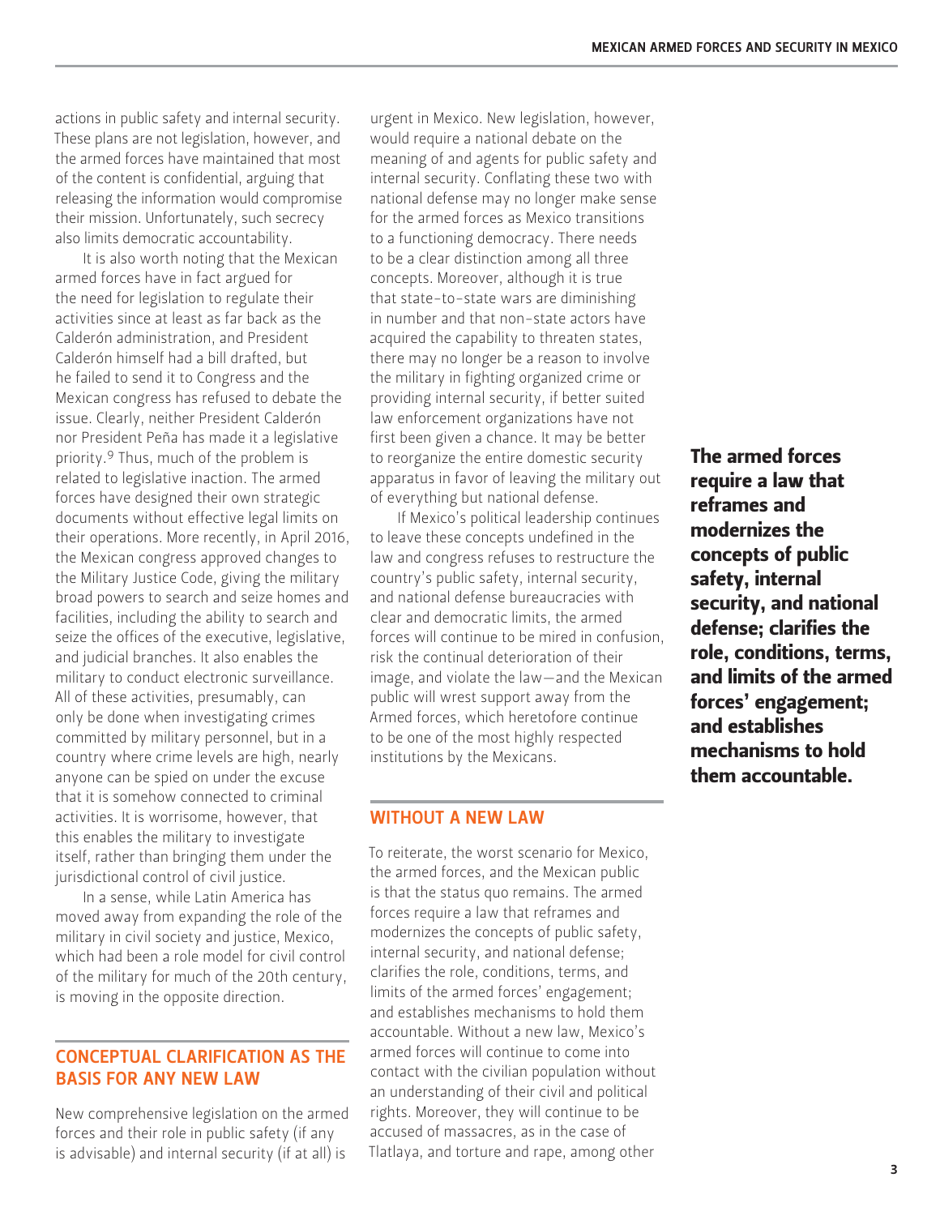actions in public safety and internal security. These plans are not legislation, however, and the armed forces have maintained that most of the content is confidential, arguing that releasing the information would compromise their mission. Unfortunately, such secrecy also limits democratic accountability.

It is also worth noting that the Mexican armed forces have in fact argued for the need for legislation to regulate their activities since at least as far back as the Calderón administration, and President Calderón himself had a bill drafted, but he failed to send it to Congress and the Mexican congress has refused to debate the issue. Clearly, neither President Calderón nor President Peña has made it a legislative priority.[9] Thus, much of the problem is related to legislative inaction. The armed forces have designed their own strategic documents without effective legal limits on their operations. More recently, in April 2016, the Mexican congress approved changes to the Military Justice Code, giving the military broad powers to search and seize homes and facilities, including the ability to search and seize the offices of the executive, legislative, and judicial branches. It also enables the military to conduct electronic surveillance. All of these activities, presumably, can only be done when investigating crimes committed by military personnel, but in a country where crime levels are high, nearly anyone can be spied on under the excuse that it is somehow connected to criminal activities. It is worrisome, however, that this enables the military to investigate itself, rather than bringing them under the jurisdictional control of civil justice.

In a sense, while Latin America has moved away from expanding the role of the military in civil society and justice, Mexico, which had been a role model for civil control of the military for much of the 20th century, is moving in the opposite direction.

## CONCEPTUAL CLARIFICATION AS THE BASIS FOR ANY NEW LAW

New comprehensive legislation on the armed forces and their role in public safety (if any is advisable) and internal security (if at all) is urgent in Mexico. New legislation, however, would require a national debate on the meaning of and agents for public safety and internal security. Conflating these two with national defense may no longer make sense for the armed forces as Mexico transitions to a functioning democracy. There needs to be a clear distinction among all three concepts. Moreover, although it is true that state-to-state wars are diminishing in number and that non-state actors have acquired the capability to threaten states, there may no longer be a reason to involve the military in fighting organized crime or providing internal security, if better suited law enforcement organizations have not first been given a chance. It may be better to reorganize the entire domestic security apparatus in favor of leaving the military out of everything but national defense.

If Mexico's political leadership continues to leave these concepts undefined in the law and congress refuses to restructure the country's public safety, internal security, and national defense bureaucracies with clear and democratic limits, the armed forces will continue to be mired in confusion, risk the continual deterioration of their image, and violate the law—and the Mexican public will wrest support away from the Armed forces, which heretofore continue to be one of the most highly respected institutions by the Mexicans.

## WITHOUT A NEW LAW

To reiterate, the worst scenario for Mexico, the armed forces, and the Mexican public is that the status quo remains. The armed forces require a law that reframes and modernizes the concepts of public safety, internal security, and national defense; clarifies the role, conditions, terms, and limits of the armed forces' engagement; and establishes mechanisms to hold them accountable. Without a new law, Mexico's armed forces will continue to come into contact with the civilian population without an understanding of their civil and political rights. Moreover, they will continue to be accused of massacres, as in the case of Tlatlaya, and torture and rape, among other

**The armed forces require a law that reframes and modernizes the concepts of public safety, internal security, and national defense; clarifies the role, conditions, terms, and limits of the armed forces' engagement; and establishes mechanisms to hold them accountable.**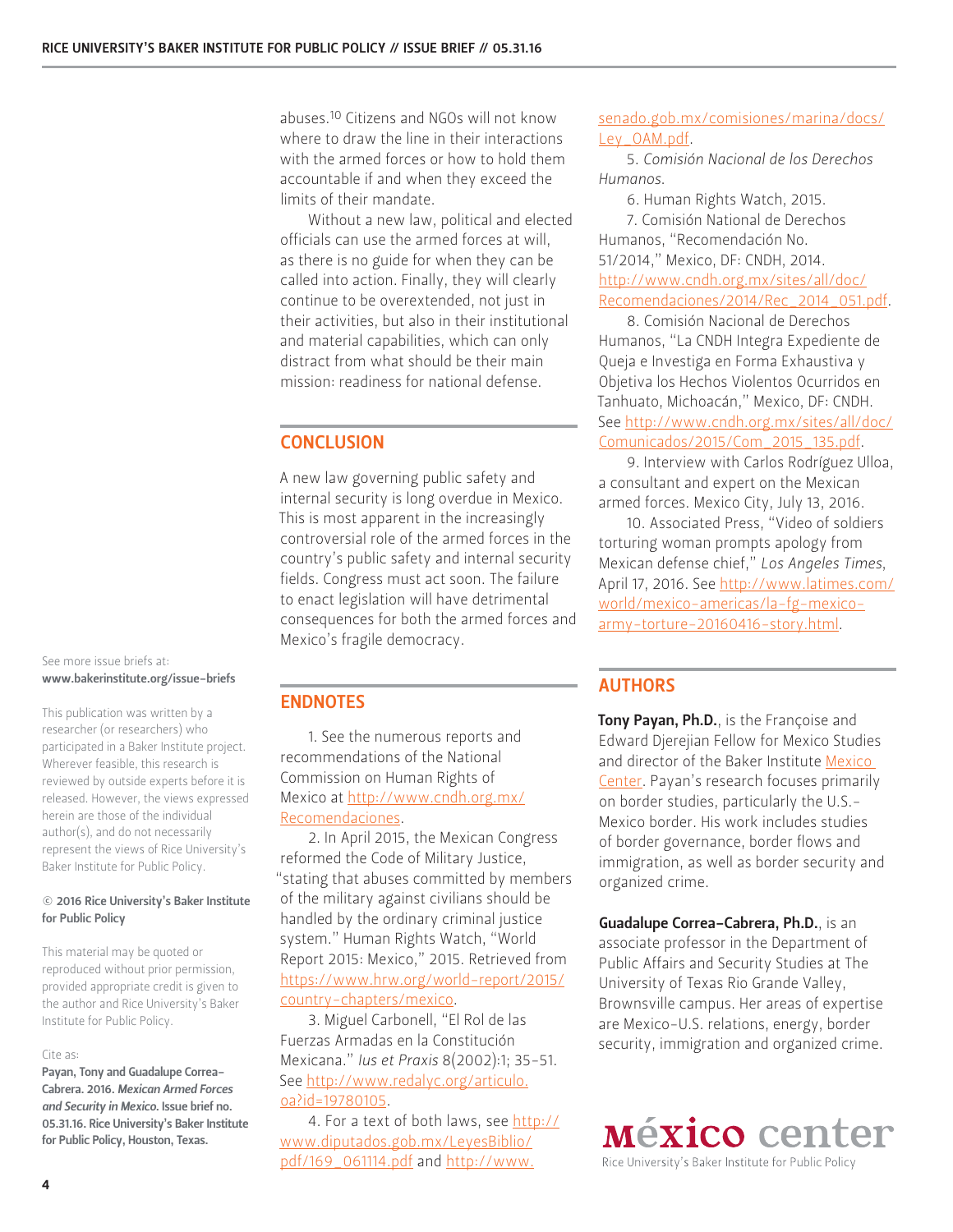abuses.[10] Citizens and NGOs will not know where to draw the line in their interactions with the armed forces or how to hold them accountable if and when they exceed the limits of their mandate.

Without a new law, political and elected officials can use the armed forces at will, as there is no guide for when they can be called into action. Finally, they will clearly continue to be overextended, not just in their activities, but also in their institutional and material capabilities, which can only distract from what should be their main mission: readiness for national defense.

## CONCLUSION

A new law governing public safety and internal security is long overdue in Mexico. This is most apparent in the increasingly controversial role of the armed forces in the country's public safety and internal security fields. Congress must act soon. The failure to enact legislation will have detrimental consequences for both the armed forces and Mexico's fragile democracy.

## ENDNOTES

1. See the numerous reports and recommendations of the National Commission on Human Rights of Mexico at http://www.cndh.org.mx/Recomendaciones.

2. In April 2015, the Mexican Congress reformed the Code of Military Justice, "stating that abuses committed by members of the military against civilians should be handled by the ordinary criminal justice system." Human Rights Watch, "World Report 2015: Mexico," 2015. Retrieved from https://www.hrw.org/world-report/2015/country-chapters/mexico.

3. Miguel Carbonell, "El Rol de las Fuerzas Armadas en la Constitución Mexicana." *Ius et Praxis* 8(2002):1; 35–51. See http://www.redalyc.org/articulo.oa?id=19780105.

4. For a text of both laws, see http://www.diputados.gob.mx/LeyesBiblio/pdf/169_061114.pdf and http://www.senado.gob.mx/comisiones/marina/docs/Ley_OAM.pdf.

5. *Comisión Nacional de los Derechos Humanos.*

6. Human Rights Watch, 2015.

7. Comisión National de Derechos Humanos, "Recomendación No. 51/2014," Mexico, DF: CNDH, 2014. http://www.cndh.org.mx/sites/all/doc/Recomendaciones/2014/Rec_2014_051.pdf.

8. Comisión Nacional de Derechos Humanos, "La CNDH Integra Expediente de Queja e Investiga en Forma Exhaustiva y Objetiva los Hechos Violentos Ocurridos en Tanhuato, Michoacán," Mexico, DF: CNDH. See http://www.cndh.org.mx/sites/all/doc/Comunicados/2015/Com_2015_135.pdf.

9. Interview with Carlos Rodríguez Ulloa, a consultant and expert on the Mexican armed forces. Mexico City, July 13, 2016.

10. Associated Press, "Video of soldiers torturing woman prompts apology from Mexican defense chief," *Los Angeles Times*, April 17, 2016. See http://www.latimes.com/world/mexico-americas/la-fg-mexico-army-torture-20160416-story.html.

## AUTHORS

**Tony Payan, Ph.D.**, is the Françoise and Edward Djerejian Fellow for Mexico Studies and director of the Baker Institute Mexico Center. Payan's research focuses primarily on border studies, particularly the U.S.-Mexico border. His work includes studies of border governance, border flows and immigration, as well as border security and organized crime.

**Guadalupe Correa-Cabrera, Ph.D.**, is an associate professor in the Department of Public Affairs and Security Studies at The University of Texas Rio Grande Valley, Brownsville campus. Her areas of expertise are Mexico-U.S. relations, energy, border security, immigration and organized crime.

México center

Rice University's Baker Institute for Public Policy

See more issue briefs at:
**www.bakerinstitute.org/issue-briefs**

This publication was written by a researcher (or researchers) who participated in a Baker Institute project. Wherever feasible, this research is reviewed by outside experts before it is released. However, the views expressed herein are those of the individual author(s), and do not necessarily represent the views of Rice University's Baker Institute for Public Policy.

**© 2016 Rice University's Baker Institute for Public Policy**

This material may be quoted or reproduced without prior permission, provided appropriate credit is given to the author and Rice University's Baker Institute for Public Policy.

Cite as:
**Payan, Tony and Guadalupe Correa-Cabrera. 2016. *Mexican Armed Forces and Security in Mexico.* Issue brief no. 05.31.16. Rice University's Baker Institute for Public Policy, Houston, Texas.**